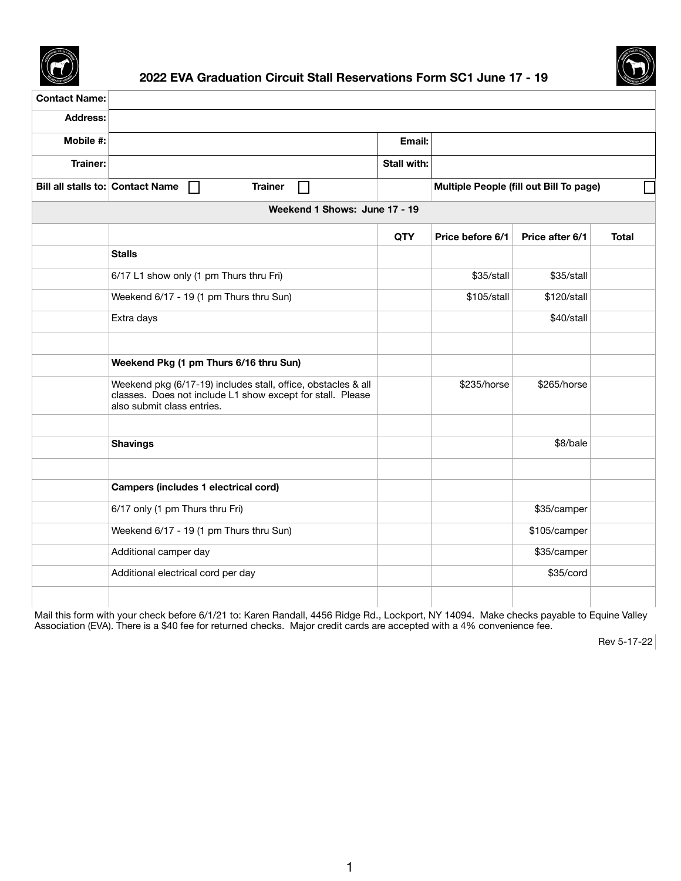# 2022 EVA Graduation Circuit Stall Reservations Form SC1 June 17 - 19

| Contact Name: | | | | | |
|---|---|---|---|---|---|
| Address: | | | | | |
| Mobile #: | | Email: | | | |
| Trainer: | | Stall with: | | | |
| Bill all stalls to: | Contact Name ☐ Trainer ☐ | | Multiple People (fill out Bill To page) ☐ | | |

| | Weekend 1 Shows: June 17 - 19 | | | | |
|---|---|---|---|---|---|
| | | QTY | Price before 6/1 | Price after 6/1 | Total |
| | **Stalls** | | | | |
| | 6/17 L1 show only (1 pm Thurs thru Fri) | | $35/stall | $35/stall | |
| | Weekend 6/17 - 19 (1 pm Thurs thru Sun) | | $105/stall | $120/stall | |
| | Extra days | | | $40/stall | |
| | | | | | |
| | **Weekend Pkg (1 pm Thurs 6/16 thru Sun)** | | | | |
| | Weekend pkg (6/17-19) includes stall, office, obstacles & all classes. Does not include L1 show except for stall. Please also submit class entries. | | $235/horse | $265/horse | |
| | | | | | |
| | **Shavings** | | | $8/bale | |
| | | | | | |
| | **Campers (includes 1 electrical cord)** | | | | |
| | 6/17 only (1 pm Thurs thru Fri) | | | $35/camper | |
| | Weekend 6/17 - 19 (1 pm Thurs thru Sun) | | | $105/camper | |
| | Additional camper day | | | $35/camper | |
| | Additional electrical cord per day | | | $35/cord | |
| | | | | | |

Mail this form with your check before 6/1/21 to: Karen Randall, 4456 Ridge Rd., Lockport, NY 14094. Make checks payable to Equine Valley Association (EVA). There is a $40 fee for returned checks. Major credit cards are accepted with a 4% convenience fee.

Rev 5-17-22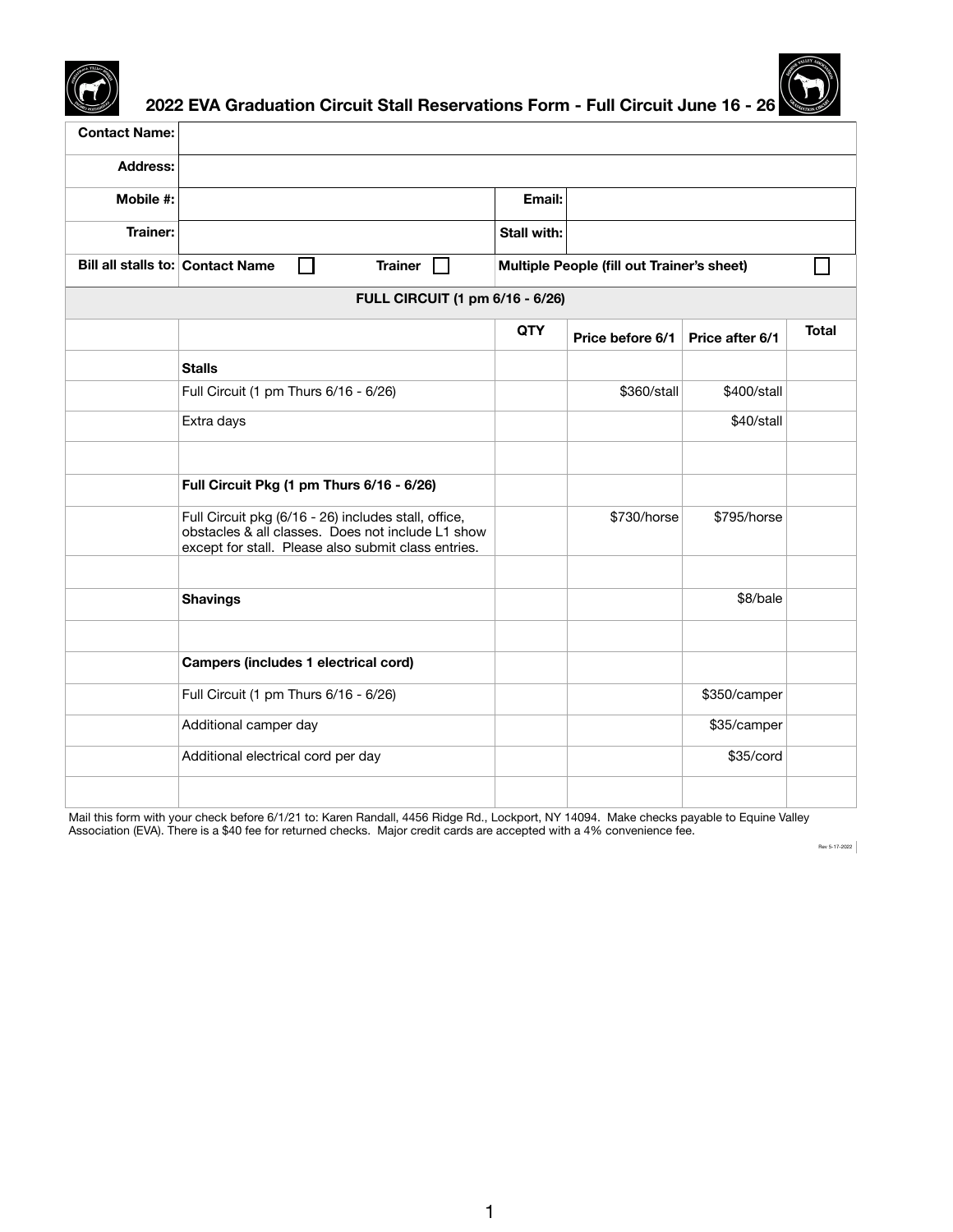# 2022 EVA Graduation Circuit Stall Reservations Form - Full Circuit June 16 - 26

| **Contact Name:** | | | | | |
|---|---|---|---|---|---|
| **Address:** | | | | | |
| **Mobile #:** | | **Email:** | | | |
| **Trainer:** | | **Stall with:** | | | |
| **Bill all stalls to:** | **Contact Name** ☐ **Trainer** ☐ | **Multiple People (fill out Trainer's sheet)** | | | ☐ |

| | **FULL CIRCUIT (1 pm 6/16 - 6/26)** | | | | |
|---|---|---|---|---|---|
| | | **QTY** | **Price before 6/1** | **Price after 6/1** | **Total** |
| | **Stalls** | | | | |
| | Full Circuit (1 pm Thurs 6/16 - 6/26) | | $360/stall | $400/stall | |
| | Extra days | | | $40/stall | |
| | | | | | |
| | **Full Circuit Pkg (1 pm Thurs 6/16 - 6/26)** | | | | |
| | Full Circuit pkg (6/16 - 26) includes stall, office, obstacles & all classes. Does not include L1 show except for stall. Please also submit class entries. | | $730/horse | $795/horse | |
| | | | | | |
| | **Shavings** | | | $8/bale | |
| | | | | | |
| | **Campers (includes 1 electrical cord)** | | | | |
| | Full Circuit (1 pm Thurs 6/16 - 6/26) | | | $350/camper | |
| | Additional camper day | | | $35/camper | |
| | Additional electrical cord per day | | | $35/cord | |
| | | | | | |

Mail this form with your check before 6/1/21 to: Karen Randall, 4456 Ridge Rd., Lockport, NY 14094. Make checks payable to Equine Valley Association (EVA). There is a $40 fee for returned checks. Major credit cards are accepted with a 4% convenience fee.

Rev 5-17-2022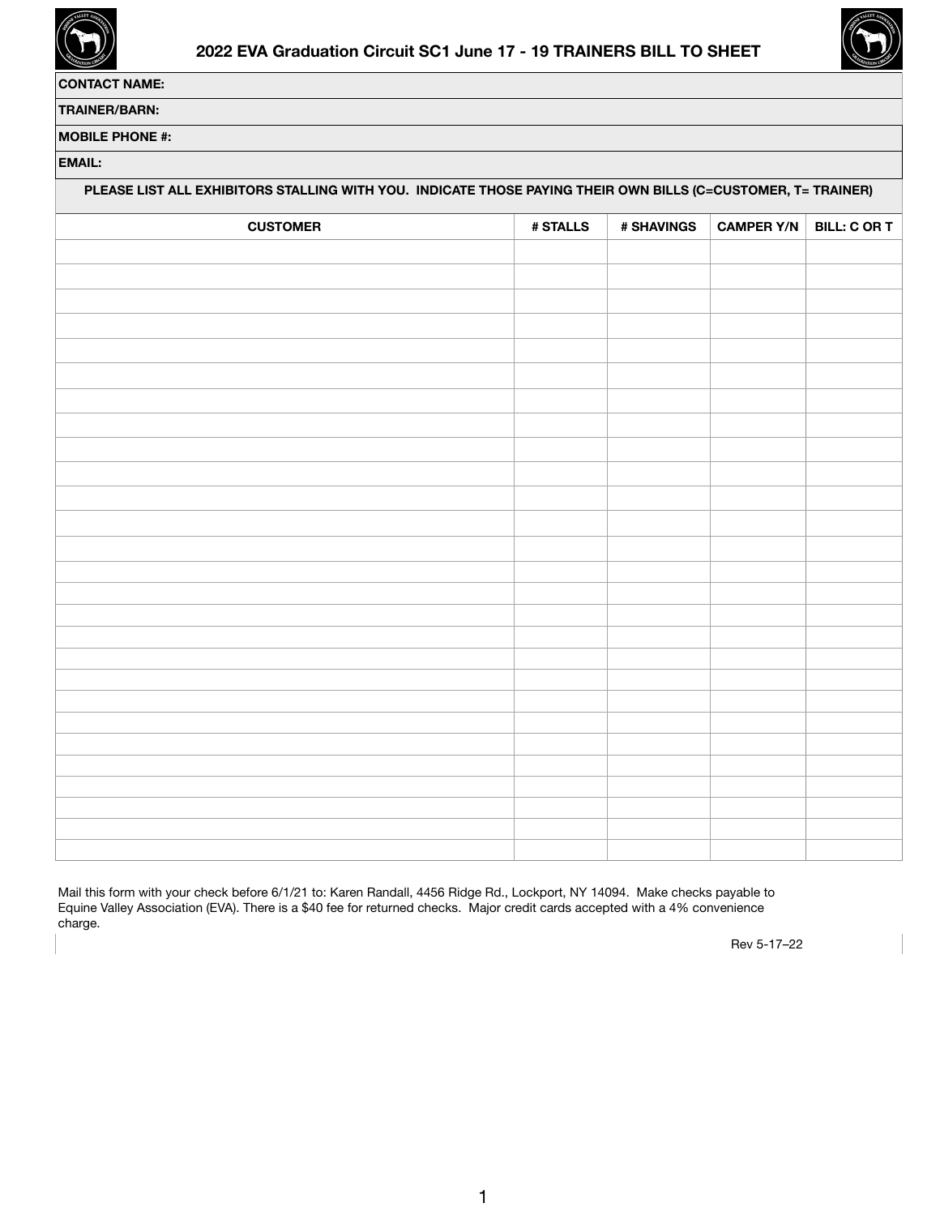## 2022 EVA Graduation Circuit SC1 June 17 - 19 TRAINERS BILL TO SHEET

**CONTACT NAME:**

**TRAINER/BARN:**

**MOBILE PHONE #:**

**EMAIL:**

**PLEASE LIST ALL EXHIBITORS STALLING WITH YOU. INDICATE THOSE PAYING THEIR OWN BILLS (C=CUSTOMER, T= TRAINER)**

| CUSTOMER | # STALLS | # SHAVINGS | CAMPER Y/N | BILL: C OR T |
|---|---|---|---|---|
| | | | | |
| | | | | |
| | | | | |
| | | | | |
| | | | | |
| | | | | |
| | | | | |
| | | | | |
| | | | | |
| | | | | |
| | | | | |
| | | | | |
| | | | | |
| | | | | |
| | | | | |
| | | | | |
| | | | | |
| | | | | |
| | | | | |
| | | | | |
| | | | | |
| | | | | |
| | | | | |
| | | | | |
| | | | | |
| | | | | |
| | | | | |

Mail this form with your check before 6/1/21 to: Karen Randall, 4456 Ridge Rd., Lockport, NY 14094. Make checks payable to Equine Valley Association (EVA). There is a $40 fee for returned checks. Major credit cards accepted with a 4% convenience charge.

Rev 5-17–22